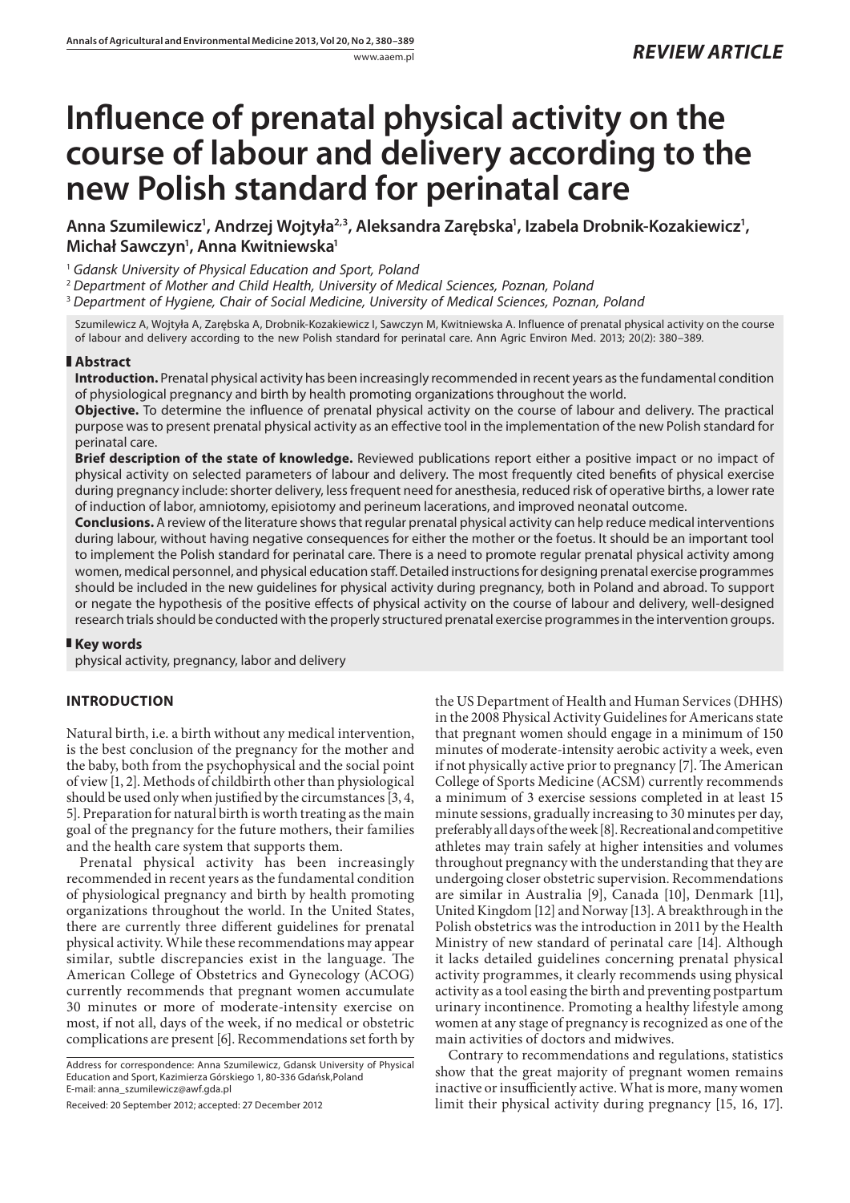# Influence of prenatal physical activity on the course of labour and delivery according to the new Polish standard for perinatal care

**Anna Szumilewicz[1], Andrzej Wojtyła[2,3], Aleksandra Zarębska[1], Izabela Drobnik-Kozakiewicz[1], Michał Sawczyn[1], Anna Kwitniewska[1]**

[1] *Gdansk University of Physical Education and Sport, Poland*

[2] *Department of Mother and Child Health, University of Medical Sciences, Poznan, Poland*

[3] *Department of Hygiene, Chair of Social Medicine, University of Medical Sciences, Poznan, Poland*

Szumilewicz A, Wojtyła A, Zarębska A, Drobnik-Kozakiewicz I, Sawczyn M, Kwitniewska A. Influence of prenatal physical activity on the course of labour and delivery according to the new Polish standard for perinatal care. Ann Agric Environ Med. 2013; 20(2): 380–389.

## Abstract

**Introduction.** Prenatal physical activity has been increasingly recommended in recent years as the fundamental condition of physiological pregnancy and birth by health promoting organizations throughout the world.

**Objective.** To determine the influence of prenatal physical activity on the course of labour and delivery. The practical purpose was to present prenatal physical activity as an effective tool in the implementation of the new Polish standard for perinatal care.

**Brief description of the state of knowledge.** Reviewed publications report either a positive impact or no impact of physical activity on selected parameters of labour and delivery. The most frequently cited benefits of physical exercise during pregnancy include: shorter delivery, less frequent need for anesthesia, reduced risk of operative births, a lower rate of induction of labor, amniotomy, episiotomy and perineum lacerations, and improved neonatal outcome.

**Conclusions.** A review of the literature shows that regular prenatal physical activity can help reduce medical interventions during labour, without having negative consequences for either the mother or the foetus. It should be an important tool to implement the Polish standard for perinatal care. There is a need to promote regular prenatal physical activity among women, medical personnel, and physical education staff. Detailed instructions for designing prenatal exercise programmes should be included in the new guidelines for physical activity during pregnancy, both in Poland and abroad. To support or negate the hypothesis of the positive effects of physical activity on the course of labour and delivery, well-designed research trials should be conducted with the properly structured prenatal exercise programmes in the intervention groups.

## Key words

physical activity, pregnancy, labor and delivery

## INTRODUCTION

Natural birth, i.e. a birth without any medical intervention, is the best conclusion of the pregnancy for the mother and the baby, both from the psychophysical and the social point of view [1, 2]. Methods of childbirth other than physiological should be used only when justified by the circumstances [3, 4, 5]. Preparation for natural birth is worth treating as the main goal of the pregnancy for the future mothers, their families and the health care system that supports them.

Prenatal physical activity has been increasingly recommended in recent years as the fundamental condition of physiological pregnancy and birth by health promoting organizations throughout the world. In the United States, there are currently three different guidelines for prenatal physical activity. While these recommendations may appear similar, subtle discrepancies exist in the language. The American College of Obstetrics and Gynecology (ACOG) currently recommends that pregnant women accumulate 30 minutes or more of moderate-intensity exercise on most, if not all, days of the week, if no medical or obstetric complications are present [6]. Recommendations set forth by the US Department of Health and Human Services (DHHS) in the 2008 Physical Activity Guidelines for Americans state that pregnant women should engage in a minimum of 150 minutes of moderate-intensity aerobic activity a week, even if not physically active prior to pregnancy [7]. The American College of Sports Medicine (ACSM) currently recommends a minimum of 3 exercise sessions completed in at least 15 minute sessions, gradually increasing to 30 minutes per day, preferably all days of the week [8]. Recreational and competitive athletes may train safely at higher intensities and volumes throughout pregnancy with the understanding that they are undergoing closer obstetric supervision. Recommendations are similar in Australia [9], Canada [10], Denmark [11], United Kingdom [12] and Norway [13]. A breakthrough in the Polish obstetrics was the introduction in 2011 by the Health Ministry of new standard of perinatal care [14]. Although it lacks detailed guidelines concerning prenatal physical activity programmes, it clearly recommends using physical activity as a tool easing the birth and preventing postpartum urinary incontinence. Promoting a healthy lifestyle among women at any stage of pregnancy is recognized as one of the main activities of doctors and midwives.

Contrary to recommendations and regulations, statistics show that the great majority of pregnant women remains inactive or insufficiently active. What is more, many women limit their physical activity during pregnancy [15, 16, 17].

Address for correspondence: Anna Szumilewicz, Gdansk University of Physical Education and Sport, Kazimierza Górskiego 1, 80-336 Gdańsk,Poland
E-mail: anna_szumilewicz@awf.gda.pl

Received: 20 September 2012; accepted: 27 December 2012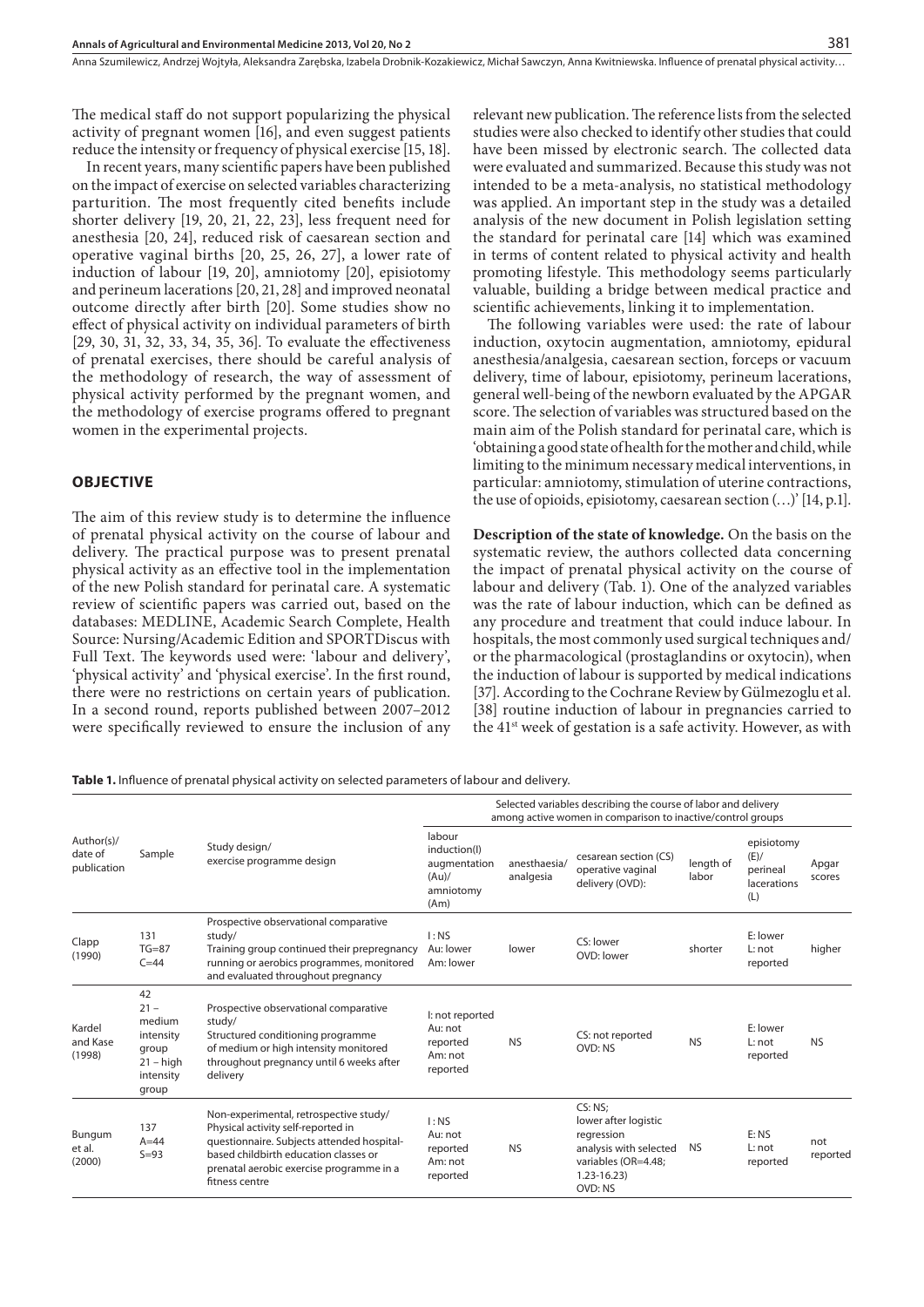The medical staff do not support popularizing the physical activity of pregnant women [16], and even suggest patients reduce the intensity or frequency of physical exercise [15, 18].

In recent years, many scientific papers have been published on the impact of exercise on selected variables characterizing parturition. The most frequently cited benefits include shorter delivery [19, 20, 21, 22, 23], less frequent need for anesthesia [20, 24], reduced risk of caesarean section and operative vaginal births [20, 25, 26, 27], a lower rate of induction of labour [19, 20], amniotomy [20], episiotomy and perineum lacerations [20, 21, 28] and improved neonatal outcome directly after birth [20]. Some studies show no effect of physical activity on individual parameters of birth [29, 30, 31, 32, 33, 34, 35, 36]. To evaluate the effectiveness of prenatal exercises, there should be careful analysis of the methodology of research, the way of assessment of physical activity performed by the pregnant women, and the methodology of exercise programs offered to pregnant women in the experimental projects.

## OBJECTIVE

The aim of this review study is to determine the influence of prenatal physical activity on the course of labour and delivery. The practical purpose was to present prenatal physical activity as an effective tool in the implementation of the new Polish standard for perinatal care. A systematic review of scientific papers was carried out, based on the databases: MEDLINE, Academic Search Complete, Health Source: Nursing/Academic Edition and SPORTDiscus with Full Text. The keywords used were: 'labour and delivery', 'physical activity' and 'physical exercise'. In the first round, there were no restrictions on certain years of publication. In a second round, reports published between 2007–2012 were specifically reviewed to ensure the inclusion of any relevant new publication. The reference lists from the selected studies were also checked to identify other studies that could have been missed by electronic search. The collected data were evaluated and summarized. Because this study was not intended to be a meta-analysis, no statistical methodology was applied. An important step in the study was a detailed analysis of the new document in Polish legislation setting the standard for perinatal care [14] which was examined in terms of content related to physical activity and health promoting lifestyle. This methodology seems particularly valuable, building a bridge between medical practice and scientific achievements, linking it to implementation.

The following variables were used: the rate of labour induction, oxytocin augmentation, amniotomy, epidural anesthesia/analgesia, caesarean section, forceps or vacuum delivery, time of labour, episiotomy, perineum lacerations, general well-being of the newborn evaluated by the APGAR score. The selection of variables was structured based on the main aim of the Polish standard for perinatal care, which is 'obtaining a good state of health for the mother and child, while limiting to the minimum necessary medical interventions, in particular: amniotomy, stimulation of uterine contractions, the use of opioids, episiotomy, caesarean section (…)' [14, p.1].

**Description of the state of knowledge.** On the basis on the systematic review, the authors collected data concerning the impact of prenatal physical activity on the course of labour and delivery (Tab. 1). One of the analyzed variables was the rate of labour induction, which can be defined as any procedure and treatment that could induce labour. In hospitals, the most commonly used surgical techniques and/or the pharmacological (prostaglandins or oxytocin), when the induction of labour is supported by medical indications [37]. According to the Cochrane Review by Gülmezoglu et al. [38] routine induction of labour in pregnancies carried to the 41[st] week of gestation is a safe activity. However, as with

**Table 1.** Influence of prenatal physical activity on selected parameters of labour and delivery.

| Author(s)/ date of publication | Sample | Study design/ exercise programme design | Selected variables describing the course of labor and delivery among active women in comparison to inactive/control groups | | | | | |
|---|---|---|---|---|---|---|---|---|
| | | | labour induction(I) augmentation (Au)/ amniotomy (Am) | anesthaesia/ analgesia | cesarean section (CS) operative vaginal delivery (OVD): | length of labor | episiotomy (E)/ perineal lacerations (L) | Apgar scores |
| Clapp (1990) | 131 TG=87 C=44 | Prospective observational comparative study/ Training group continued their prepregnancy running or aerobics programmes, monitored and evaluated throughout pregnancy | I: NS Au: lower Am: lower | lower | CS: lower OVD: lower | shorter | E: lower L: not reported | higher |
| Kardel and Kase (1998) | 42 21 – medium intensity group 21 – high intensity group | Prospective observational comparative study/ Structured conditioning programme of medium or high intensity monitored throughout pregnancy until 6 weeks after delivery | I: not reported Au: not reported Am: not reported | NS | CS: not reported OVD: NS | NS | E: lower L: not reported | NS |
| Bungum et al. (2000) | 137 A=44 S=93 | Non-experimental, retrospective study/ Physical activity self-reported in questionnaire. Subjects attended hospital-based childbirth education classes or prenatal aerobic exercise programme in a fitness centre | I: NS Au: not reported Am: not reported | NS | CS: NS; lower after logistic regression analysis with selected variables (OR=4.48; 1.23-16.23) OVD: NS | NS | E: NS L: not reported | not reported |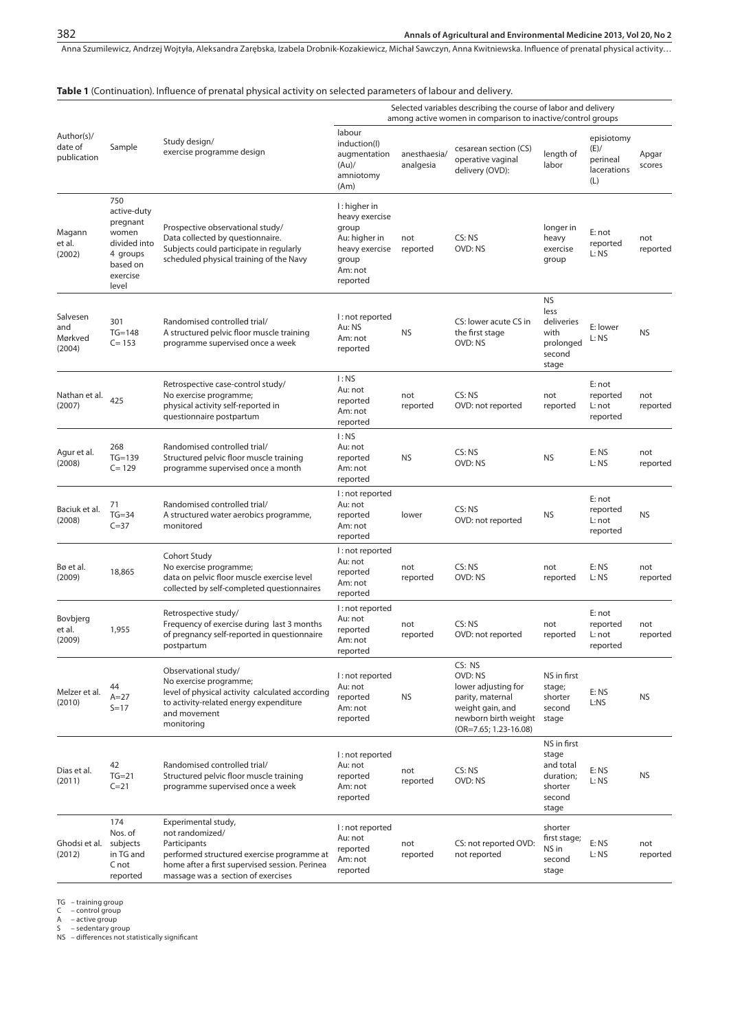**Table 1** (Continuation). Influence of prenatal physical activity on selected parameters of labour and delivery.

| Author(s)/ date of publication | Sample | Study design/ exercise programme design | Selected variables describing the course of labor and delivery among active women in comparison to inactive/control groups | | | | | |
|---|---|---|---|---|---|---|---|---|
| | | | labour induction(I) augmentation (Au)/ amniotomy (Am) | anesthaesia/ analgesia | cesarean section (CS) operative vaginal delivery (OVD): | length of labor | episiotomy (E)/ perineal lacerations (L) | Apgar scores |
| Magann et al. (2002) | 750 active-duty pregnant women divided into 4 groups based on exercise level | Prospective observational study/ Data collected by questionnaire. Subjects could participate in regularly scheduled physical training of the Navy | I : higher in heavy exercise group Au: higher in heavy exercise group Am: not reported | not reported | CS: NS OVD: NS | longer in heavy exercise group | E: not reported L: NS | not reported |
| Salvesen and Mørkved (2004) | 301 TG=148 C= 153 | Randomised controlled trial/ A structured pelvic floor muscle training programme supervised once a week | I : not reported Au: NS Am: not reported | NS | CS: lower acute CS in the first stage OVD: NS | NS less deliveries with prolonged second stage | E: lower L: NS | NS |
| Nathan et al. (2007) | 425 | Retrospective case-control study/ No exercise programme; physical activity self-reported in questionnaire postpartum | I : NS Au: not reported Am: not reported | not reported | CS: NS OVD: not reported | not reported | E: not reported L: not reported | not reported |
| Agur et al. (2008) | 268 TG=139 C= 129 | Randomised controlled trial/ Structured pelvic floor muscle training programme supervised once a month | I : NS Au: not reported Am: not reported | NS | CS: NS OVD: NS | NS | E: NS L: NS | not reported |
| Baciuk et al. (2008) | 71 TG=34 C=37 | Randomised controlled trial/ A structured water aerobics programme, monitored | I : not reported Au: not reported Am: not reported | lower | CS: NS OVD: not reported | NS | E: not reported L: not reported | NS |
| Bø et al. (2009) | 18,865 | Cohort Study No exercise programme; data on pelvic floor muscle exercise level collected by self-completed questionnaires | I : not reported Au: not reported Am: not reported | not reported | CS: NS OVD: NS | not reported | E: NS L: NS | not reported |
| Bovbjerg et al. (2009) | 1,955 | Retrospective study/ Frequency of exercise during last 3 months of pregnancy self-reported in questionnaire postpartum | I : not reported Au: not reported Am: not reported | not reported | CS: NS OVD: not reported | not reported | E: not reported L: not reported | not reported |
| Melzer et al. (2010) | 44 A=27 S=17 | Observational study/ No exercise programme; level of physical activity calculated according to activity-related energy expenditure and movement monitoring | I : not reported Au: not reported Am: not reported | NS | CS: NS OVD: NS lower adjusting for parity, maternal weight gain, and newborn birth weight (OR=7.65; 1.23-16.08) | NS in first stage; shorter second stage | E: NS L:NS | NS |
| Dias et al. (2011) | 42 TG=21 C=21 | Randomised controlled trial/ Structured pelvic floor muscle training programme supervised once a week | I : not reported Au: not reported Am: not reported | not reported | CS: NS OVD: NS | NS in first stage and total duration; shorter second stage | E: NS L: NS | NS |
| Ghodsi et al. (2012) | 174 Nos. of subjects in TG and C not reported | Experimental study, not randomized/ Participants performed structured exercise programme at home after a first supervised session. Perinea massage was a section of exercises | I : not reported Au: not reported Am: not reported | not reported | CS: not reported OVD: not reported | shorter first stage; NS in second stage | E: NS L: NS | not reported |

TG – training group
C – control group
A – active group
S – sedentary group
NS – differences not statistically significant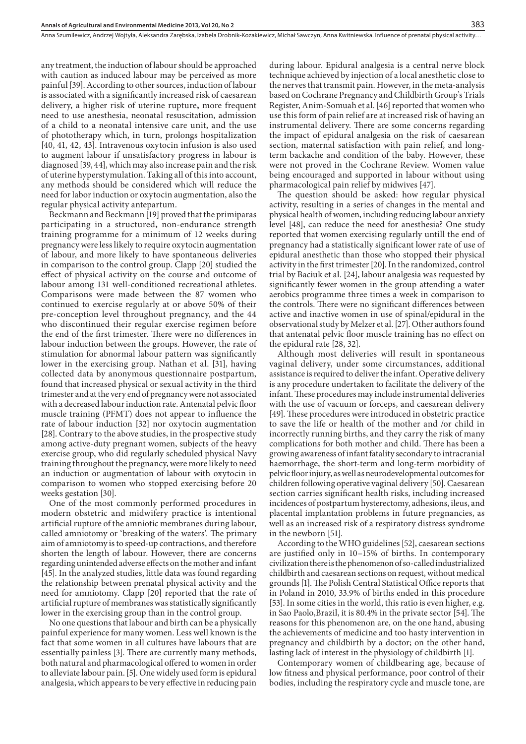any treatment, the induction of labour should be approached with caution as induced labour may be perceived as more painful [39]. According to other sources, induction of labour is associated with a significantly increased risk of caesarean delivery, a higher risk of uterine rupture**,** more frequent need to use anesthesia, neonatal resuscitation, admission of a child to a neonatal intensive care unit, and the use of phototherapy which, in turn, prolongs hospitalization [40, 41, 42, 43]. Intravenous oxytocin infusion is also used to augment labour if unsatisfactory progress in labour is diagnosed [39, 44], which may also increase pain and the risk of uterine hyperstymulation. Taking all of this into account, any methods should be considered which will reduce the need for labor induction or oxytocin augmentation, also the regular physical activity antepartum.

Beckmann and Beckmann [19] proved that the primiparas participating in a structured**,** non-endurance strength training programme for a minimum of 12 weeks during pregnancy were less likely to require oxytocin augmentation of labour, and more likely to have spontaneous deliveries in comparison to the control group. Clapp [20] studied the effect of physical activity on the course and outcome of labour among 131 well-conditioned recreational athletes. Comparisons were made between the 87 women who continued to exercise regularly at or above 50% of their pre-conception level throughout pregnancy, and the 44 who discontinued their regular exercise regimen before the end of the first trimester. There were no differences in labour induction between the groups. However, the rate of stimulation for abnormal labour pattern was significantly lower in the exercising group. Nathan et al. [31], having collected data by anonymous questionnaire postpartum, found that increased physical or sexual activity in the third trimester and at the very end of pregnancy were not associated with a decreased labour induction rate. Antenatal pelvic floor muscle training (PFMT) does not appear to influence the rate of labour induction [32] nor oxytocin augmentation [28]. Contrary to the above studies, in the prospective study among active-duty pregnant women, subjects of the heavy exercise group, who did regularly scheduled physical Navy training throughout the pregnancy, were more likely to need an induction or augmentation of labour with oxytocin in comparison to women who stopped exercising before 20 weeks gestation [30].

One of the most commonly performed procedures in modern obstetric and midwifery practice is intentional artificial rupture of the amniotic membranes during labour, called amniotomy or 'breaking of the waters'. The primary aim of amniotomy is to speed-up contractions, and therefore shorten the length of labour. However, there are concerns regarding unintended adverse effects on the mother and infant [45]. In the analyzed studies, little data was found regarding the relationship between prenatal physical activity and the need for amniotomy. Clapp [20] reported that the rate of artificial rupture of membranes was statistically significantly lower in the exercising group than in the control group.

No one questions that labour and birth can be a physically painful experience for many women. Less well known is the fact that some women in all cultures have labours that are essentially painless [3]. There are currently many methods, both natural and pharmacological offered to women in order to alleviate labour pain. [5]. One widely used form is epidural analgesia, which appears to be very effective in reducing pain during labour. Epidural analgesia is a central nerve block technique achieved by injection of a local anesthetic close to the nerves that transmit pain. However, in the meta-analysis based on Cochrane Pregnancy and Childbirth Group's Trials Register, Anim-Somuah et al. [46] reported that women who use this form of pain relief are at increased risk of having an instrumental delivery. There are some concerns regarding the impact of epidural analgesia on the risk of caesarean section, maternal satisfaction with pain relief, and long-term backache and condition of the baby. However, these were not proved in the Cochrane Review. Women value being encouraged and supported in labour without using pharmacological pain relief by midwives [47].

The question should be asked: how regular physical activity, resulting in a series of changes in the mental and physical health of women, including reducing labour anxiety level [48], can reduce the need for anesthesia? One study reported that women exercising regularly untill the end of pregnancy had a statistically significant lower rate of use of epidural anesthetic than those who stopped their physical activity in the first trimester [20]. In the randomized, control trial by Baciuk et al. [24], labour analgesia was requested by significantly fewer women in the group attending a water aerobics programme three times a week in comparison to the controls. There were no significant differences between active and inactive women in use of spinal/epidural in the observational study by Melzer et al. [27]. Other authors found that antenatal pelvic floor muscle training has no effect on the epidural rate [28, 32].

Although most deliveries will result in spontaneous vaginal delivery, under some circumstances, additional assistance is required to deliver the infant. Operative delivery is any procedure undertaken to facilitate the delivery of the infant. These procedures may include instrumental deliveries with the use of vacuum or forceps, and caesarean delivery [49]. These procedures were introduced in obstetric practice to save the life or health of the mother and /or child in incorrectly running births, and they carry the risk of many complications for both mother and child. There has been a growing awareness of infant fatality secondary to intracranial haemorrhage, the short-term and long-term morbidity of pelvic floor injury, as well as neurodevelopmental outcomes for children following operative vaginal delivery [50]. Caesarean section carries significant health risks, including increased incidences of postpartum hysterectomy, adhesions, ileus, and placental implantation problems in future pregnancies, as well as an increased risk of a respiratory distress syndrome in the newborn [51].

According to the WHO guidelines [52], caesarean sections are justified only in 10–15% of births. In contemporary civilization there is the phenomenon of so-called industrialized childbirth and caesarean sections on request, without medical grounds [1]. The Polish Central Statistical Office reports that in Poland in 2010, 33.9% of births ended in this procedure [53]. In some cities in the world, this ratio is even higher, e.g. in Sao Paolo,Brazil, it is 80.4% in the private sector [54]. The reasons for this phenomenon are, on the one hand, abusing the achievements of medicine and too hasty intervention in pregnancy and childbirth by a doctor; on the other hand, lasting lack of interest in the physiology of childbirth [1].

Contemporary women of childbearing age, because of low fitness and physical performance, poor control of their bodies, including the respiratory cycle and muscle tone, are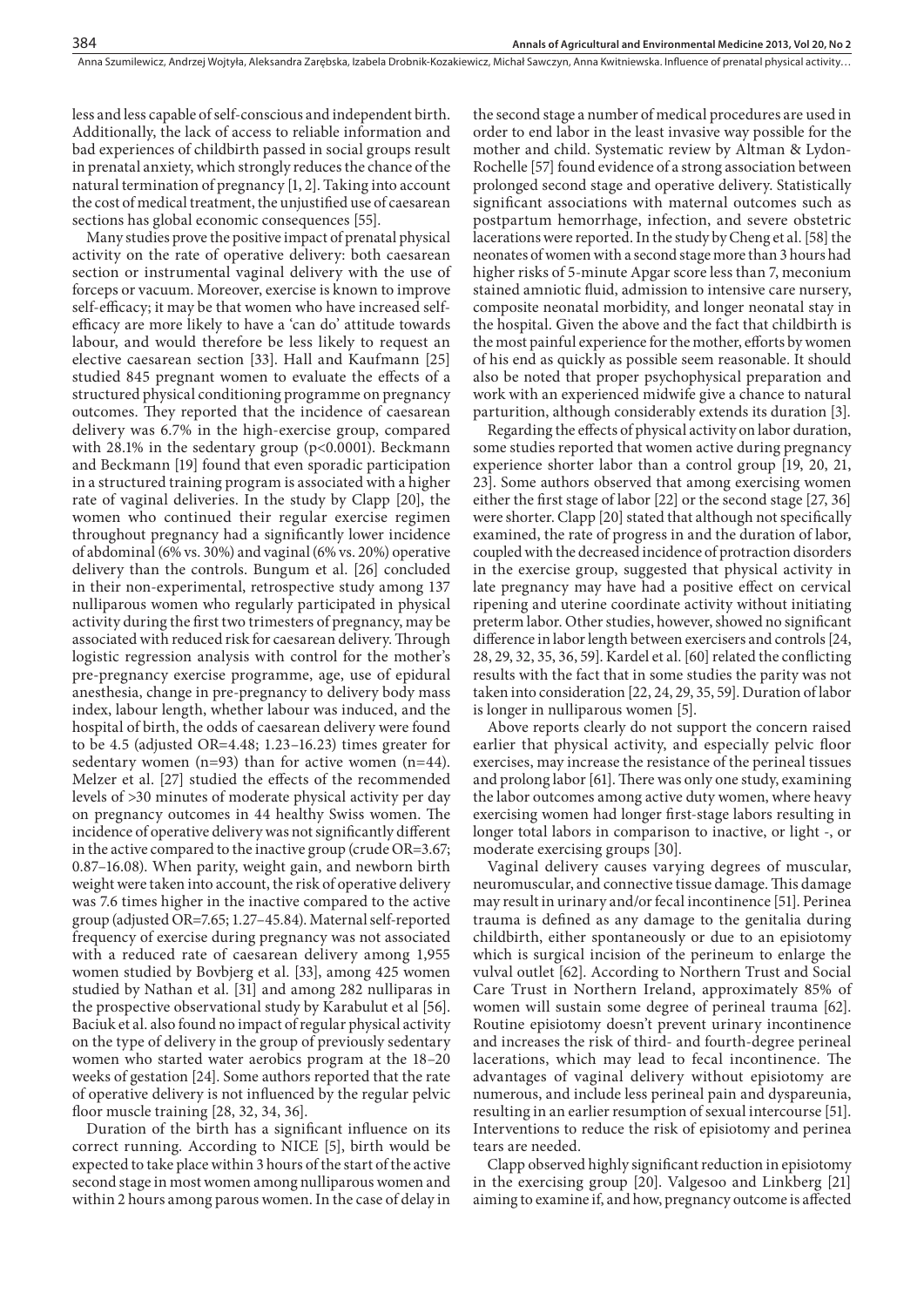less and less capable of self-conscious and independent birth. Additionally, the lack of access to reliable information and bad experiences of childbirth passed in social groups result in prenatal anxiety, which strongly reduces the chance of the natural termination of pregnancy [1, 2]. Taking into account the cost of medical treatment, the unjustified use of caesarean sections has global economic consequences [55].

Many studies prove the positive impact of prenatal physical activity on the rate of operative delivery: both caesarean section or instrumental vaginal delivery with the use of forceps or vacuum. Moreover, exercise is known to improve self-efficacy; it may be that women who have increased self-efficacy are more likely to have a 'can do' attitude towards labour, and would therefore be less likely to request an elective caesarean section [33]. Hall and Kaufmann [25] studied 845 pregnant women to evaluate the effects of a structured physical conditioning programme on pregnancy outcomes. They reported that the incidence of caesarean delivery was 6.7% in the high-exercise group, compared with 28.1% in the sedentary group ($p<0.0001$). Beckmann and Beckmann [19] found that even sporadic participation in a structured training program is associated with a higher rate of vaginal deliveries. In the study by Clapp [20], the women who continued their regular exercise regimen throughout pregnancy had a significantly lower incidence of abdominal (6% vs. 30%) and vaginal (6% vs. 20%) operative delivery than the controls. Bungum et al. [26] concluded in their non-experimental, retrospective study among 137 nulliparous women who regularly participated in physical activity during the first two trimesters of pregnancy, may be associated with reduced risk for caesarean delivery. Through logistic regression analysis with control for the mother's pre-pregnancy exercise programme, age, use of epidural anesthesia, change in pre-pregnancy to delivery body mass index, labour length, whether labour was induced, and the hospital of birth, the odds of caesarean delivery were found to be 4.5 (adjusted OR=4.48; 1.23–16.23) times greater for sedentary women (n=93) than for active women (n=44). Melzer et al. [27] studied the effects of the recommended levels of >30 minutes of moderate physical activity per day on pregnancy outcomes in 44 healthy Swiss women. The incidence of operative delivery was not significantly different in the active compared to the inactive group (crude OR=3.67; 0.87–16.08). When parity, weight gain, and newborn birth weight were taken into account, the risk of operative delivery was 7.6 times higher in the inactive compared to the active group (adjusted OR=7.65; 1.27–45.84). Maternal self-reported frequency of exercise during pregnancy was not associated with a reduced rate of caesarean delivery among 1,955 women studied by Bovbjerg et al. [33], among 425 women studied by Nathan et al. [31] and among 282 nulliparas in the prospective observational study by Karabulut et al [56]. Baciuk et al. also found no impact of regular physical activity on the type of delivery in the group of previously sedentary women who started water aerobics program at the 18–20 weeks of gestation [24]. Some authors reported that the rate of operative delivery is not influenced by the regular pelvic floor muscle training [28, 32, 34, 36].

Duration of the birth has a significant influence on its correct running. According to NICE [5], birth would be expected to take place within 3 hours of the start of the active second stage in most women among nulliparous women and within 2 hours among parous women. In the case of delay in the second stage a number of medical procedures are used in order to end labor in the least invasive way possible for the mother and child. Systematic review by Altman & Lydon-Rochelle [57] found evidence of a strong association between prolonged second stage and operative delivery. Statistically significant associations with maternal outcomes such as postpartum hemorrhage, infection, and severe obstetric lacerations were reported. In the study by Cheng et al. [58] the neonates of women with a second stage more than 3 hours had higher risks of 5-minute Apgar score less than 7, meconium stained amniotic fluid, admission to intensive care nursery, composite neonatal morbidity, and longer neonatal stay in the hospital. Given the above and the fact that childbirth is the most painful experience for the mother, efforts by women of his end as quickly as possible seem reasonable. It should also be noted that proper psychophysical preparation and work with an experienced midwife give a chance to natural parturition, although considerably extends its duration [3].

Regarding the effects of physical activity on labor duration, some studies reported that women active during pregnancy experience shorter labor than a control group [19, 20, 21, 23]. Some authors observed that among exercising women either the first stage of labor [22] or the second stage [27, 36] were shorter. Clapp [20] stated that although not specifically examined, the rate of progress in and the duration of labor, coupled with the decreased incidence of protraction disorders in the exercise group, suggested that physical activity in late pregnancy may have had a positive effect on cervical ripening and uterine coordinate activity without initiating preterm labor. Other studies, however, showed no significant difference in labor length between exercisers and controls [24, 28, 29, 32, 35, 36, 59]. Kardel et al. [60] related the conflicting results with the fact that in some studies the parity was not taken into consideration [22, 24, 29, 35, 59]. Duration of labor is longer in nulliparous women [5].

Above reports clearly do not support the concern raised earlier that physical activity, and especially pelvic floor exercises, may increase the resistance of the perineal tissues and prolong labor [61]. There was only one study, examining the labor outcomes among active duty women, where heavy exercising women had longer first-stage labors resulting in longer total labors in comparison to inactive, or light -, or moderate exercising groups [30].

Vaginal delivery causes varying degrees of muscular, neuromuscular, and connective tissue damage. This damage may result in urinary and/or fecal incontinence [51]. Perinea trauma is defined as any damage to the genitalia during childbirth, either spontaneously or due to an episiotomy which is surgical incision of the perineum to enlarge the vulval outlet [62]. According to Northern Trust and Social Care Trust in Northern Ireland, approximately 85% of women will sustain some degree of perineal trauma [62]. Routine episiotomy doesn't prevent urinary incontinence and increases the risk of third- and fourth-degree perineal lacerations, which may lead to fecal incontinence. The advantages of vaginal delivery without episiotomy are numerous, and include less perineal pain and dyspareunia, resulting in an earlier resumption of sexual intercourse [51]. Interventions to reduce the risk of episiotomy and perinea tears are needed.

Clapp observed highly significant reduction in episiotomy in the exercising group [20]. Valgesoo and Linkberg [21] aiming to examine if, and how, pregnancy outcome is affected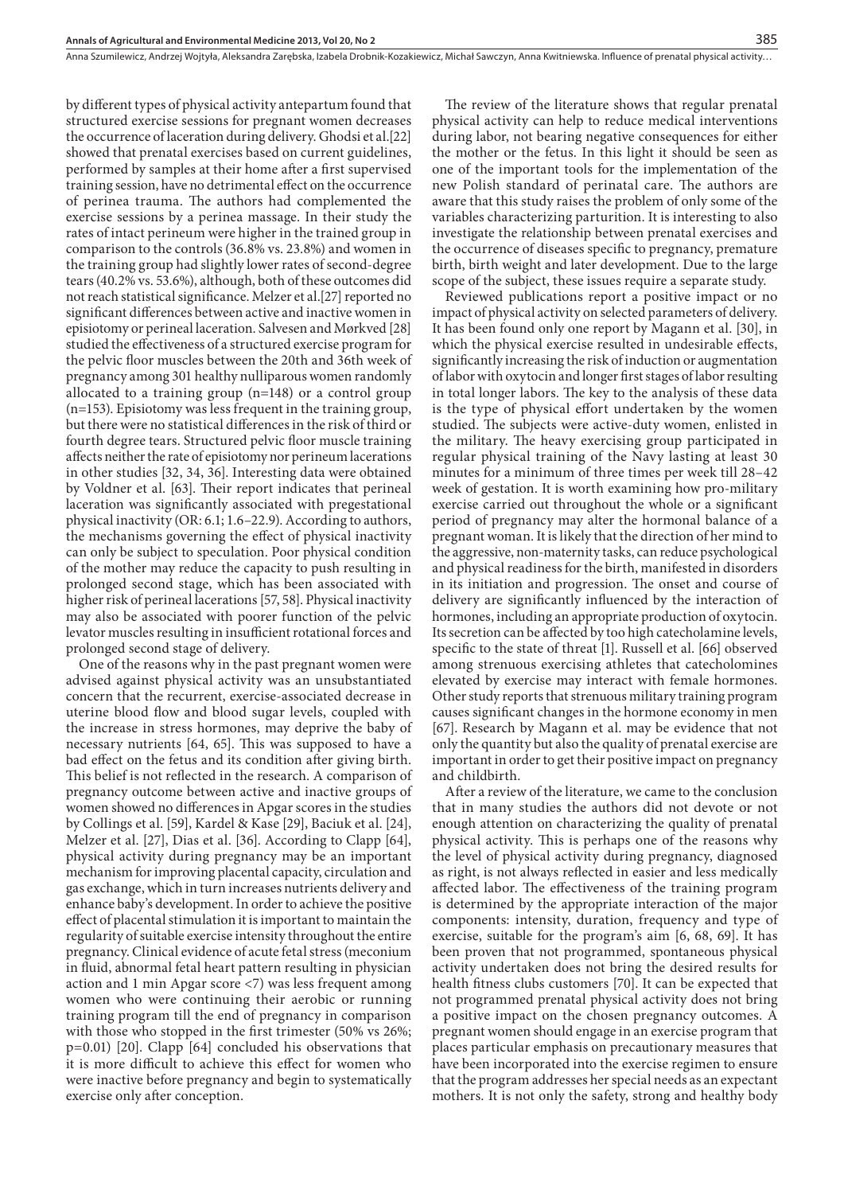by different types of physical activity antepartum found that structured exercise sessions for pregnant women decreases the occurrence of laceration during delivery. Ghodsi et al.[22] showed that prenatal exercises based on current guidelines, performed by samples at their home after a first supervised training session, have no detrimental effect on the occurrence of perinea trauma. The authors had complemented the exercise sessions by a perinea massage. In their study the rates of intact perineum were higher in the trained group in comparison to the controls (36.8% vs. 23.8%) and women in the training group had slightly lower rates of second-degree tears (40.2% vs. 53.6%), although, both of these outcomes did not reach statistical significance. Melzer et al.[27] reported no significant differences between active and inactive women in episiotomy or perineal laceration. Salvesen and Mørkved [28] studied the effectiveness of a structured exercise program for the pelvic floor muscles between the 20th and 36th week of pregnancy among 301 healthy nulliparous women randomly allocated to a training group (n=148) or a control group (n=153). Episiotomy was less frequent in the training group, but there were no statistical differences in the risk of third or fourth degree tears. Structured pelvic floor muscle training affects neither the rate of episiotomy nor perineum lacerations in other studies [32, 34, 36]. Interesting data were obtained by Voldner et al. [63]. Their report indicates that perineal laceration was significantly associated with pregestational physical inactivity (OR: 6.1; 1.6–22.9). According to authors, the mechanisms governing the effect of physical inactivity can only be subject to speculation. Poor physical condition of the mother may reduce the capacity to push resulting in prolonged second stage, which has been associated with higher risk of perineal lacerations [57, 58]. Physical inactivity may also be associated with poorer function of the pelvic levator muscles resulting in insufficient rotational forces and prolonged second stage of delivery.

One of the reasons why in the past pregnant women were advised against physical activity was an unsubstantiated concern that the recurrent, exercise-associated decrease in uterine blood flow and blood sugar levels, coupled with the increase in stress hormones, may deprive the baby of necessary nutrients [64, 65]. This was supposed to have a bad effect on the fetus and its condition after giving birth. This belief is not reflected in the research. A comparison of pregnancy outcome between active and inactive groups of women showed no differences in Apgar scores in the studies by Collings et al. [59], Kardel & Kase [29], Baciuk et al. [24], Melzer et al. [27], Dias et al. [36]. According to Clapp [64], physical activity during pregnancy may be an important mechanism for improving placental capacity, circulation and gas exchange, which in turn increases nutrients delivery and enhance baby's development. In order to achieve the positive effect of placental stimulation it is important to maintain the regularity of suitable exercise intensity throughout the entire pregnancy. Clinical evidence of acute fetal stress (meconium in fluid, abnormal fetal heart pattern resulting in physician action and 1 min Apgar score <7) was less frequent among women who were continuing their aerobic or running training program till the end of pregnancy in comparison with those who stopped in the first trimester (50% vs 26%; p=0.01) [20]. Clapp [64] concluded his observations that it is more difficult to achieve this effect for women who were inactive before pregnancy and begin to systematically exercise only after conception.

The review of the literature shows that regular prenatal physical activity can help to reduce medical interventions during labor, not bearing negative consequences for either the mother or the fetus. In this light it should be seen as one of the important tools for the implementation of the new Polish standard of perinatal care. The authors are aware that this study raises the problem of only some of the variables characterizing parturition. It is interesting to also investigate the relationship between prenatal exercises and the occurrence of diseases specific to pregnancy, premature birth, birth weight and later development. Due to the large scope of the subject, these issues require a separate study.

Reviewed publications report a positive impact or no impact of physical activity on selected parameters of delivery. It has been found only one report by Magann et al. [30], in which the physical exercise resulted in undesirable effects, significantly increasing the risk of induction or augmentation of labor with oxytocin and longer first stages of labor resulting in total longer labors. The key to the analysis of these data is the type of physical effort undertaken by the women studied. The subjects were active-duty women, enlisted in the military. The heavy exercising group participated in regular physical training of the Navy lasting at least 30 minutes for a minimum of three times per week till 28–42 week of gestation. It is worth examining how pro-military exercise carried out throughout the whole or a significant period of pregnancy may alter the hormonal balance of a pregnant woman. It is likely that the direction of her mind to the aggressive, non-maternity tasks, can reduce psychological and physical readiness for the birth, manifested in disorders in its initiation and progression. The onset and course of delivery are significantly influenced by the interaction of hormones, including an appropriate production of oxytocin. Its secretion can be affected by too high catecholamine levels, specific to the state of threat [1]. Russell et al. [66] observed among strenuous exercising athletes that catecholomines elevated by exercise may interact with female hormones. Other study reports that strenuous military training program causes significant changes in the hormone economy in men [67]. Research by Magann et al. may be evidence that not only the quantity but also the quality of prenatal exercise are important in order to get their positive impact on pregnancy and childbirth.

After a review of the literature, we came to the conclusion that in many studies the authors did not devote or not enough attention on characterizing the quality of prenatal physical activity. This is perhaps one of the reasons why the level of physical activity during pregnancy, diagnosed as right, is not always reflected in easier and less medically affected labor. The effectiveness of the training program is determined by the appropriate interaction of the major components: intensity, duration, frequency and type of exercise, suitable for the program's aim [6, 68, 69]. It has been proven that not programmed, spontaneous physical activity undertaken does not bring the desired results for health fitness clubs customers [70]. It can be expected that not programmed prenatal physical activity does not bring a positive impact on the chosen pregnancy outcomes. A pregnant women should engage in an exercise program that places particular emphasis on precautionary measures that have been incorporated into the exercise regimen to ensure that the program addresses her special needs as an expectant mothers. It is not only the safety, strong and healthy body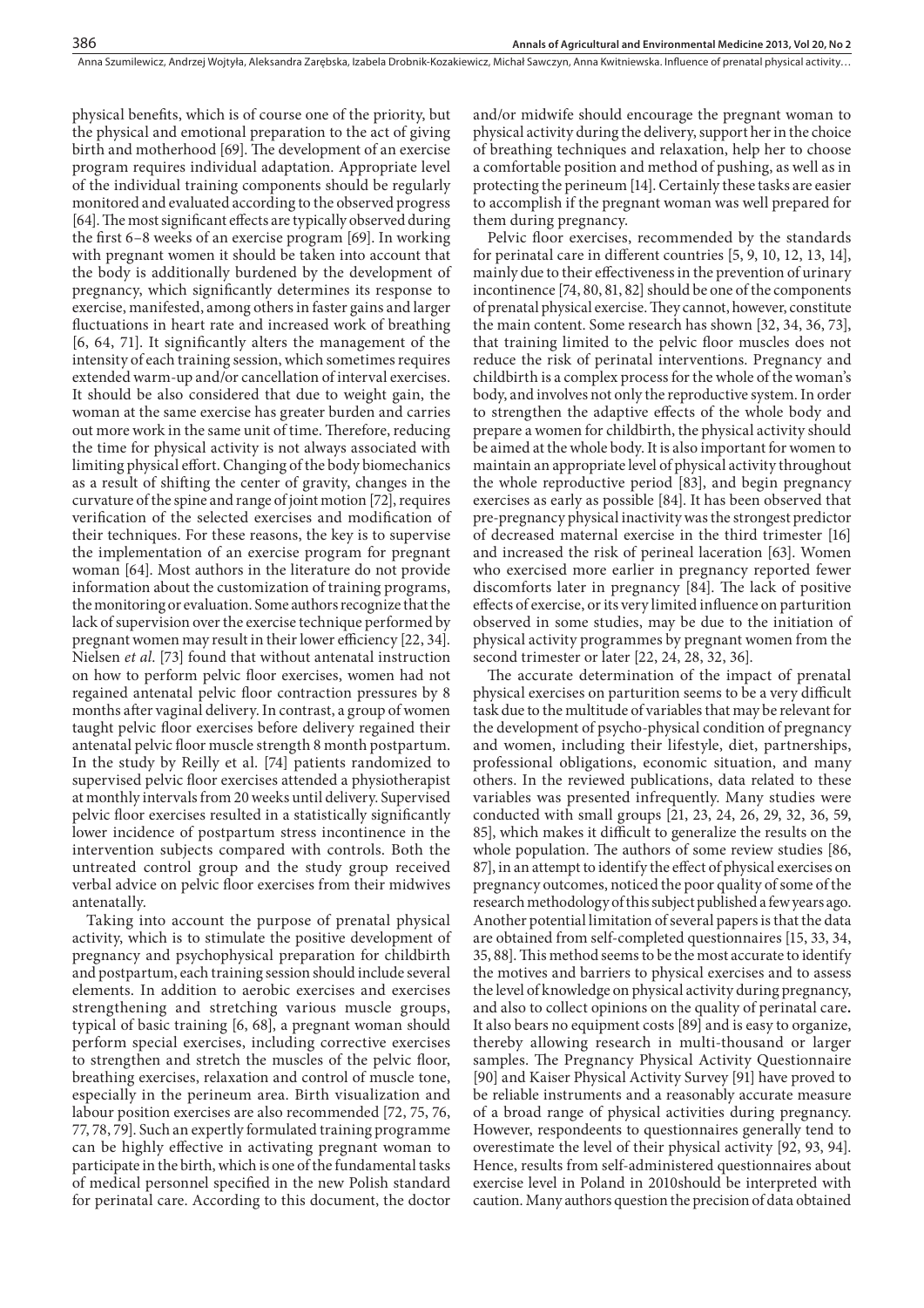physical benefits, which is of course one of the priority, but the physical and emotional preparation to the act of giving birth and motherhood [69]. The development of an exercise program requires individual adaptation. Appropriate level of the individual training components should be regularly monitored and evaluated according to the observed progress [64]. The most significant effects are typically observed during the first 6–8 weeks of an exercise program [69]. In working with pregnant women it should be taken into account that the body is additionally burdened by the development of pregnancy, which significantly determines its response to exercise, manifested, among others in faster gains and larger fluctuations in heart rate and increased work of breathing [6, 64, 71]. It significantly alters the management of the intensity of each training session, which sometimes requires extended warm-up and/or cancellation of interval exercises. It should be also considered that due to weight gain, the woman at the same exercise has greater burden and carries out more work in the same unit of time. Therefore, reducing the time for physical activity is not always associated with limiting physical effort. Changing of the body biomechanics as a result of shifting the center of gravity, changes in the curvature of the spine and range of joint motion [72], requires verification of the selected exercises and modification of their techniques. For these reasons, the key is to supervise the implementation of an exercise program for pregnant woman [64]. Most authors in the literature do not provide information about the customization of training programs, the monitoring or evaluation. Some authors recognize that the lack of supervision over the exercise technique performed by pregnant women may result in their lower efficiency [22, 34]. Nielsen *et al*. [73] found that without antenatal instruction on how to perform pelvic floor exercises, women had not regained antenatal pelvic floor contraction pressures by 8 months after vaginal delivery. In contrast, a group of women taught pelvic floor exercises before delivery regained their antenatal pelvic floor muscle strength 8 month postpartum. In the study by Reilly et al. [74] patients randomized to supervised pelvic floor exercises attended a physiotherapist at monthly intervals from 20 weeks until delivery. Supervised pelvic floor exercises resulted in a statistically significantly lower incidence of postpartum stress incontinence in the intervention subjects compared with controls. Both the untreated control group and the study group received verbal advice on pelvic floor exercises from their midwives antenatally.

Taking into account the purpose of prenatal physical activity, which is to stimulate the positive development of pregnancy and psychophysical preparation for childbirth and postpartum, each training session should include several elements. In addition to aerobic exercises and exercises strengthening and stretching various muscle groups, typical of basic training [6, 68], a pregnant woman should perform special exercises, including corrective exercises to strengthen and stretch the muscles of the pelvic floor, breathing exercises, relaxation and control of muscle tone, especially in the perineum area. Birth visualization and labour position exercises are also recommended [72, 75, 76, 77, 78, 79]. Such an expertly formulated training programme can be highly effective in activating pregnant woman to participate in the birth, which is one of the fundamental tasks of medical personnel specified in the new Polish standard for perinatal care. According to this document, the doctor and/or midwife should encourage the pregnant woman to physical activity during the delivery, support her in the choice of breathing techniques and relaxation, help her to choose a comfortable position and method of pushing, as well as in protecting the perineum [14]. Certainly these tasks are easier to accomplish if the pregnant woman was well prepared for them during pregnancy.

Pelvic floor exercises, recommended by the standards for perinatal care in different countries [5, 9, 10, 12, 13, 14], mainly due to their effectiveness in the prevention of urinary incontinence [74, 80, 81, 82] should be one of the components of prenatal physical exercise. They cannot, however, constitute the main content. Some research has shown [32, 34, 36, 73], that training limited to the pelvic floor muscles does not reduce the risk of perinatal interventions. Pregnancy and childbirth is a complex process for the whole of the woman's body, and involves not only the reproductive system. In order to strengthen the adaptive effects of the whole body and prepare a women for childbirth, the physical activity should be aimed at the whole body. It is also important for women to maintain an appropriate level of physical activity throughout the whole reproductive period [83], and begin pregnancy exercises as early as possible [84]. It has been observed that pre-pregnancy physical inactivity was the strongest predictor of decreased maternal exercise in the third trimester [16] and increased the risk of perineal laceration [63]. Women who exercised more earlier in pregnancy reported fewer discomforts later in pregnancy [84]. The lack of positive effects of exercise, or its very limited influence on parturition observed in some studies, may be due to the initiation of physical activity programmes by pregnant women from the second trimester or later [22, 24, 28, 32, 36].

The accurate determination of the impact of prenatal physical exercises on parturition seems to be a very difficult task due to the multitude of variables that may be relevant for the development of psycho-physical condition of pregnancy and women, including their lifestyle, diet, partnerships, professional obligations, economic situation, and many others. In the reviewed publications, data related to these variables was presented infrequently. Many studies were conducted with small groups [21, 23, 24, 26, 29, 32, 36, 59, 85], which makes it difficult to generalize the results on the whole population. The authors of some review studies [86, 87], in an attempt to identify the effect of physical exercises on pregnancy outcomes, noticed the poor quality of some of the research methodology of this subject published a few years ago. Another potential limitation of several papers is that the data are obtained from self-completed questionnaires [15, 33, 34, 35, 88]. This method seems to be the most accurate to identify the motives and barriers to physical exercises and to assess the level of knowledge on physical activity during pregnancy, and also to collect opinions on the quality of perinatal care. It also bears no equipment costs [89] and is easy to organize, thereby allowing research in multi-thousand or larger samples. The Pregnancy Physical Activity Questionnaire [90] and Kaiser Physical Activity Survey [91] have proved to be reliable instruments and a reasonably accurate measure of a broad range of physical activities during pregnancy. However, respondeents to questionnaires generally tend to overestimate the level of their physical activity [92, 93, 94]. Hence, results from self-administered questionnaires about exercise level in Poland in 2010should be interpreted with caution. Many authors question the precision of data obtained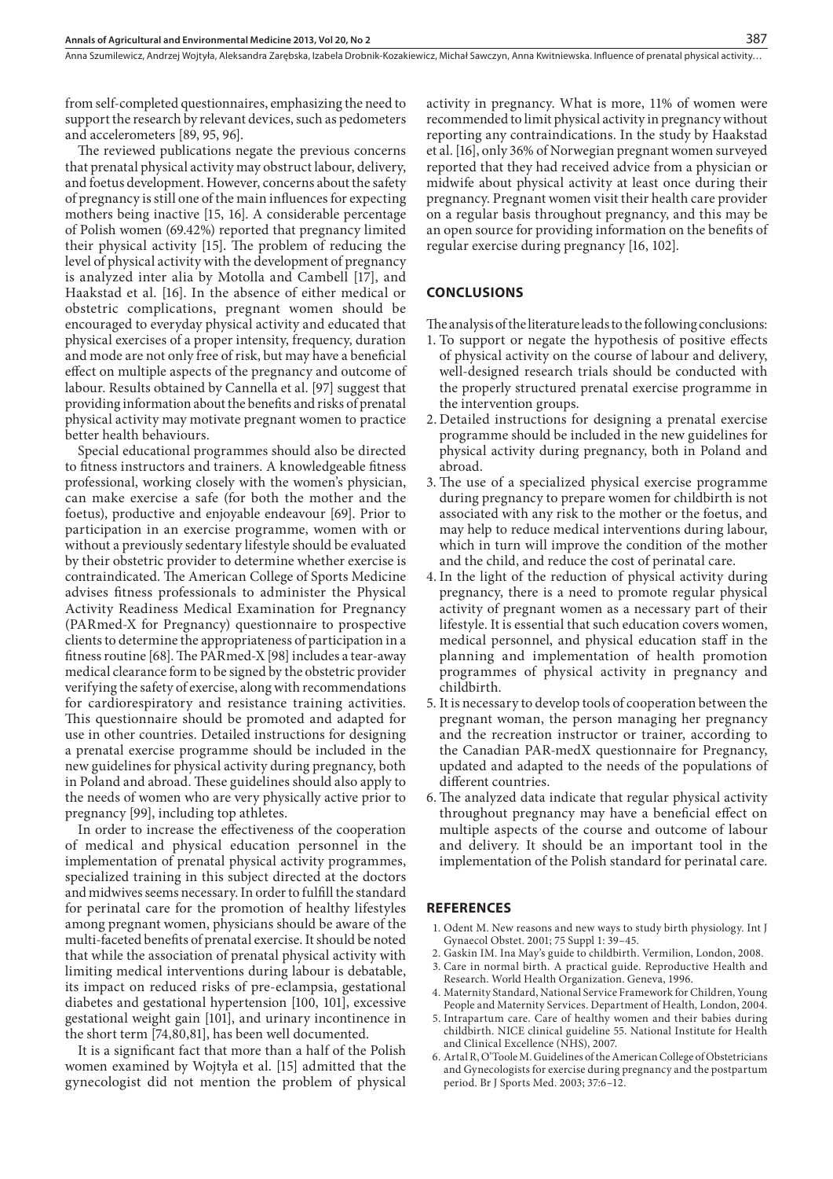from self-completed questionnaires, emphasizing the need to support the research by relevant devices, such as pedometers and accelerometers [89, 95, 96].

The reviewed publications negate the previous concerns that prenatal physical activity may obstruct labour, delivery, and foetus development. However, concerns about the safety of pregnancy is still one of the main influences for expecting mothers being inactive [15, 16]. A considerable percentage of Polish women (69.42%) reported that pregnancy limited their physical activity [15]. The problem of reducing the level of physical activity with the development of pregnancy is analyzed inter alia by Motolla and Cambell [17], and Haakstad et al. [16]. In the absence of either medical or obstetric complications, pregnant women should be encouraged to everyday physical activity and educated that physical exercises of a proper intensity, frequency, duration and mode are not only free of risk, but may have a beneficial effect on multiple aspects of the pregnancy and outcome of labour. Results obtained by Cannella et al. [97] suggest that providing information about the benefits and risks of prenatal physical activity may motivate pregnant women to practice better health behaviours.

Special educational programmes should also be directed to fitness instructors and trainers. A knowledgeable fitness professional, working closely with the women's physician, can make exercise a safe (for both the mother and the foetus), productive and enjoyable endeavour [69]. Prior to participation in an exercise programme, women with or without a previously sedentary lifestyle should be evaluated by their obstetric provider to determine whether exercise is contraindicated. The American College of Sports Medicine advises fitness professionals to administer the Physical Activity Readiness Medical Examination for Pregnancy (PARmed-X for Pregnancy) questionnaire to prospective clients to determine the appropriateness of participation in a fitness routine [68]. The PARmed-X [98] includes a tear-away medical clearance form to be signed by the obstetric provider verifying the safety of exercise, along with recommendations for cardiorespiratory and resistance training activities. This questionnaire should be promoted and adapted for use in other countries. Detailed instructions for designing a prenatal exercise programme should be included in the new guidelines for physical activity during pregnancy, both in Poland and abroad. These guidelines should also apply to the needs of women who are very physically active prior to pregnancy [99], including top athletes.

In order to increase the effectiveness of the cooperation of medical and physical education personnel in the implementation of prenatal physical activity programmes, specialized training in this subject directed at the doctors and midwives seems necessary. In order to fulfill the standard for perinatal care for the promotion of healthy lifestyles among pregnant women, physicians should be aware of the multi-faceted benefits of prenatal exercise. It should be noted that while the association of prenatal physical activity with limiting medical interventions during labour is debatable, its impact on reduced risks of pre-eclampsia, gestational diabetes and gestational hypertension [100, 101], excessive gestational weight gain [101], and urinary incontinence in the short term [74,80,81], has been well documented.

It is a significant fact that more than a half of the Polish women examined by Wojtyła et al. [15] admitted that the gynecologist did not mention the problem of physical activity in pregnancy. What is more, 11% of women were recommended to limit physical activity in pregnancy without reporting any contraindications. In the study by Haakstad et al. [16], only 36% of Norwegian pregnant women surveyed reported that they had received advice from a physician or midwife about physical activity at least once during their pregnancy. Pregnant women visit their health care provider on a regular basis throughout pregnancy, and this may be an open source for providing information on the benefits of regular exercise during pregnancy [16, 102].

## CONCLUSIONS

The analysis of the literature leads to the following conclusions:

1. To support or negate the hypothesis of positive effects of physical activity on the course of labour and delivery, well-designed research trials should be conducted with the properly structured prenatal exercise programme in the intervention groups.
2. Detailed instructions for designing a prenatal exercise programme should be included in the new guidelines for physical activity during pregnancy, both in Poland and abroad.
3. The use of a specialized physical exercise programme during pregnancy to prepare women for childbirth is not associated with any risk to the mother or the foetus, and may help to reduce medical interventions during labour, which in turn will improve the condition of the mother and the child, and reduce the cost of perinatal care.
4. In the light of the reduction of physical activity during pregnancy, there is a need to promote regular physical activity of pregnant women as a necessary part of their lifestyle. It is essential that such education covers women, medical personnel, and physical education staff in the planning and implementation of health promotion programmes of physical activity in pregnancy and childbirth.
5. It is necessary to develop tools of cooperation between the pregnant woman, the person managing her pregnancy and the recreation instructor or trainer, according to the Canadian PAR-medX questionnaire for Pregnancy, updated and adapted to the needs of the populations of different countries.
6. The analyzed data indicate that regular physical activity throughout pregnancy may have a beneficial effect on multiple aspects of the course and outcome of labour and delivery. It should be an important tool in the implementation of the Polish standard for perinatal care.

## REFERENCES

1. Odent M. New reasons and new ways to study birth physiology. Int J Gynaecol Obstet. 2001; 75 Suppl 1: 39–45.
2. Gaskin IM. Ina May's guide to childbirth. Vermilion, London, 2008.
3. Care in normal birth. A practical guide. Reproductive Health and Research. World Health Organization. Geneva, 1996.
4. Maternity Standard, National Service Framework for Children, Young People and Maternity Services. Department of Health, London, 2004.
5. Intrapartum care. Care of healthy women and their babies during childbirth. NICE clinical guideline 55. National Institute for Health and Clinical Excellence (NHS), 2007.
6. Artal R, O'Toole M. Guidelines of the American College of Obstetricians and Gynecologists for exercise during pregnancy and the postpartum period. Br J Sports Med. 2003; 37:6–12.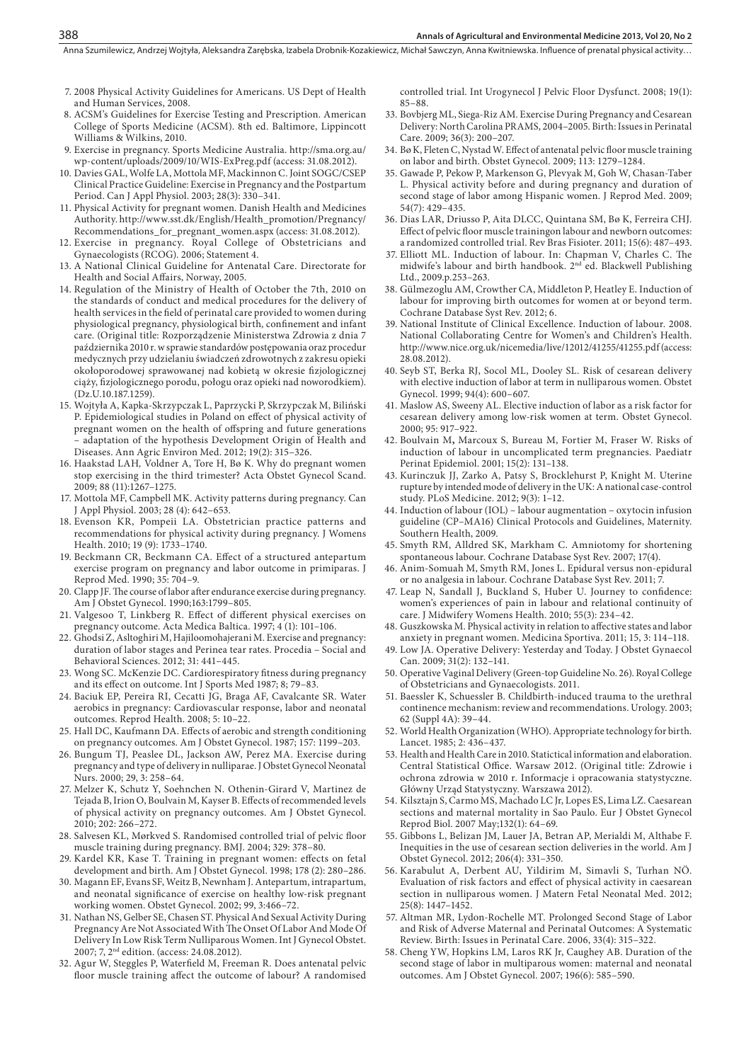7. 2008 Physical Activity Guidelines for Americans. US Dept of Health and Human Services, 2008.
8. ACSM's Guidelines for Exercise Testing and Prescription. American College of Sports Medicine (ACSM). 8th ed. Baltimore, Lippincott Williams & Wilkins, 2010.
9. Exercise in pregnancy. Sports Medicine Australia. http://sma.org.au/wp-content/uploads/2009/10/WIS-ExPreg.pdf (access: 31.08.2012).
10. Davies GAL, Wolfe LA, Mottola MF, Mackinnon C. Joint SOGC/CSEP Clinical Practice Guideline: Exercise in Pregnancy and the Postpartum Period. Can J Appl Physiol. 2003; 28(3): 330–341.
11. Physical Activity for pregnant women. Danish Health and Medicines Authority. http://www.sst.dk/English/Health_promotion/Pregnancy/Recommendations_for_pregnant_women.aspx (access: 31.08.2012).
12. Exercise in pregnancy. Royal College of Obstetricians and Gynaecologists (RCOG). 2006; Statement 4.
13. A National Clinical Guideline for Antenatal Care. Directorate for Health and Social Affairs, Norway, 2005.
14. Regulation of the Ministry of Health of October the 7th, 2010 on the standards of conduct and medical procedures for the delivery of health services in the field of perinatal care provided to women during physiological pregnancy, physiological birth, confinement and infant care. (Original title: Rozporządzenie Ministerstwa Zdrowia z dnia 7 października 2010 r. w sprawie standardów postępowania oraz procedur medycznych przy udzielaniu świadczeń zdrowotnych z zakresu opieki okołoporodowej sprawowanej nad kobietą w okresie fizjologicznej ciąży, fizjologicznego porodu, połogu oraz opieki nad noworodkiem). (Dz.U.10.187.1259).
15. Wojtyła A, Kapka-Skrzypczak L, Paprzycki P, Skrzypczak M, Biliński P. Epidemiological studies in Poland on effect of physical activity of pregnant women on the health of offspring and future generations – adaptation of the hypothesis Development Origin of Health and Diseases. Ann Agric Environ Med. 2012; 19(2): 315–326.
16. Haakstad LAH, Voldner A, Tore H, Bø K. Why do pregnant women stop exercising in the third trimester? Acta Obstet Gynecol Scand. 2009; 88 (11):1267–1275.
17. Mottola MF, Campbell MK. Activity patterns during pregnancy. Can J Appl Physiol. 2003; 28 (4): 642–653.
18. Evenson KR, Pompeii LA. Obstetrician practice patterns and recommendations for physical activity during pregnancy. J Womens Health. 2010; 19 (9): 1733–1740.
19. Beckmann CR, Beckmann CA. Effect of a structured antepartum exercise program on pregnancy and labor outcome in primiparas. J Reprod Med. 1990; 35: 704–9.
20. Clapp JF. The course of labor after endurance exercise during pregnancy. Am J Obstet Gynecol. 1990;163:1799–805.
21. Valgesoo T, Linkberg R. Effect of different physical exercises on pregnancy outcome. Acta Medica Baltica. 1997; 4 (1): 101–106.
22. Ghodsi Z, Asltoghiri M, Hajiloomohajerani M. Exercise and pregnancy: duration of labor stages and Perinea tear rates. Procedia – Social and Behavioral Sciences. 2012; 31: 441–445.
23. Wong SC. McKenzie DC. Cardiorespiratory fitness during pregnancy and its effect on outcome. Int J Sports Med 1987; 8; 79–83.
24. Baciuk EP, Pereira RI, Cecatti JG, Braga AF, Cavalcante SR. Water aerobics in pregnancy: Cardiovascular response, labor and neonatal outcomes. Reprod Health. 2008; 5: 10–22.
25. Hall DC, Kaufmann DA. Effects of aerobic and strength conditioning on pregnancy outcomes. Am J Obstet Gynecol. 1987; 157: 1199–203.
26. Bungum TJ, Peaslee DL, Jackson AW, Perez MA. Exercise during pregnancy and type of delivery in nulliparae. J Obstet Gynecol Neonatal Nurs. 2000; 29, 3: 258–64.
27. Melzer K, Schutz Y, Soehnchen N. Othenin-Girard V, Martinez de Tejada B, Irion O, Boulvain M, Kayser B. Effects of recommended levels of physical activity on pregnancy outcomes. Am J Obstet Gynecol. 2010; 202: 266–272.
28. Salvesen KL, Mørkved S. Randomised controlled trial of pelvic floor muscle training during pregnancy. BMJ. 2004; 329: 378–80.
29. Kardel KR, Kase T. Training in pregnant women: effects on fetal development and birth. Am J Obstet Gynecol. 1998; 178 (2): 280–286.
30. Magann EF, Evans SF, Weitz B, Newnham J. Antepartum, intrapartum, and neonatal significance of exercise on healthy low-risk pregnant working women. Obstet Gynecol. 2002; 99, 3:466–72.
31. Nathan NS, Gelber SE, Chasen ST. Physical And Sexual Activity During Pregnancy Are Not Associated With The Onset Of Labor And Mode Of Delivery In Low Risk Term Nulliparous Women. Int J Gynecol Obstet. 2007; 7, 2nd edition. (access: 24.08.2012).
32. Agur W, Steggles P, Waterfield M, Freeman R. Does antenatal pelvic floor muscle training affect the outcome of labour? A randomised controlled trial. Int Urogynecol J Pelvic Floor Dysfunct. 2008; 19(1): 85–88.
33. Bovbjerg ML, Siega-Riz AM. Exercise During Pregnancy and Cesarean Delivery: North Carolina PRAMS, 2004–2005. Birth: Issues in Perinatal Care. 2009; 36(3): 200–207.
34. Bø K, Fleten C, Nystad W. Effect of antenatal pelvic floor muscle training on labor and birth. Obstet Gynecol. 2009; 113: 1279–1284.
35. Gawade P, Pekow P, Markenson G, Plevyak M, Goh W, Chasan-Taber L. Physical activity before and during pregnancy and duration of second stage of labor among Hispanic women. J Reprod Med. 2009; 54(7): 429–435.
36. Dias LAR, Driusso P, Aita DLCC, Quintana SM, Bø K, Ferreira CHJ. Effect of pelvic floor muscle trainingon labour and newborn outcomes: a randomized controlled trial. Rev Bras Fisioter. 2011; 15(6): 487–493.
37. Elliott ML. Induction of labour. In: Chapman V, Charles C. The midwife's labour and birth handbook. 2nd ed. Blackwell Publishing Ltd., 2009.p.253–263.
38. Gülmezoglu AM, Crowther CA, Middleton P, Heatley E. Induction of labour for improving birth outcomes for women at or beyond term. Cochrane Database Syst Rev. 2012; 6.
39. National Institute of Clinical Excellence. Induction of labour. 2008. National Collaborating Centre for Women's and Children's Health. http://www.nice.org.uk/nicemedia/live/12012/41255/41255.pdf (access: 28.08.2012).
40. Seyb ST, Berka RJ, Socol ML, Dooley SL. Risk of cesarean delivery with elective induction of labor at term in nulliparous women. Obstet Gynecol. 1999; 94(4): 600–607.
41. Maslow AS, Sweeny AL. Elective induction of labor as a risk factor for cesarean delivery among low-risk women at term. Obstet Gynecol. 2000; 95: 917–922.
42. Boulvain M, Marcoux S, Bureau M, Fortier M, Fraser W. Risks of induction of labour in uncomplicated term pregnancies. Paediatr Perinat Epidemiol. 2001; 15(2): 131–138.
43. Kurinczuk JJ, Zarko A, Patsy S, Brocklehurst P, Knight M. Uterine rupture by intended mode of delivery in the UK: A national case-control study. PLoS Medicine. 2012; 9(3): 1–12.
44. Induction of labour (IOL) – labour augmentation – oxytocin infusion guideline (CP–MA16) Clinical Protocols and Guidelines, Maternity. Southern Health, 2009.
45. Smyth RM, Alldred SK, Markham C. Amniotomy for shortening spontaneous labour. Cochrane Database Syst Rev. 2007; 17(4).
46. Anim-Somuah M, Smyth RM, Jones L. Epidural versus non-epidural or no analgesia in labour. Cochrane Database Syst Rev. 2011; 7.
47. Leap N, Sandall J, Buckland S, Huber U. Journey to confidence: women's experiences of pain in labour and relational continuity of care. J Midwifery Womens Health. 2010; 55(3): 234–42.
48. Guszkowska M. Physical activity in relation to affective states and labor anxiety in pregnant women. Medicina Sportiva. 2011; 15, 3: 114–118.
49. Low JA. Operative Delivery: Yesterday and Today. J Obstet Gynaecol Can. 2009; 31(2): 132–141.
50. Operative Vaginal Delivery (Green-top Guideline No. 26). Royal College of Obstetricians and Gynaecologists. 2011.
51. Baessler K, Schuessler B. Childbirth-induced trauma to the urethral continence mechanism: review and recommendations. Urology. 2003; 62 (Suppl 4A): 39–44.
52. World Health Organization (WHO). Appropriate technology for birth. Lancet. 1985; 2: 436–437.
53. Health and Health Care in 2010. Statictical information and elaboration. Central Statistical Office. Warsaw 2012. (Original title: Zdrowie i ochrona zdrowia w 2010 r. Informacje i opracowania statystyczne. Główny Urząd Statystyczny. Warszawa 2012).
54. Kilsztajn S, Carmo MS, Machado LC Jr, Lopes ES, Lima LZ. Caesarean sections and maternal mortality in Sao Paulo. Eur J Obstet Gynecol Reprod Biol. 2007 May;132(1): 64–69.
55. Gibbons L, Belizan JM, Lauer JA, Betran AP, Merialdi M, Althabe F. Inequities in the use of cesarean section deliveries in the world. Am J Obstet Gynecol. 2012; 206(4): 331–350.
56. Karabulut A, Derbent AU, Yildirim M, Simavli S, Turhan NÖ. Evaluation of risk factors and effect of physical activity in caesarean section in nulliparous women. J Matern Fetal Neonatal Med. 2012; 25(8): 1447–1452.
57. Altman MR, Lydon-Rochelle MT. Prolonged Second Stage of Labor and Risk of Adverse Maternal and Perinatal Outcomes: A Systematic Review. Birth: Issues in Perinatal Care. 2006, 33(4): 315–322.
58. Cheng YW, Hopkins LM, Laros RK Jr, Caughey AB. Duration of the second stage of labor in multiparous women: maternal and neonatal outcomes. Am J Obstet Gynecol. 2007; 196(6): 585–590.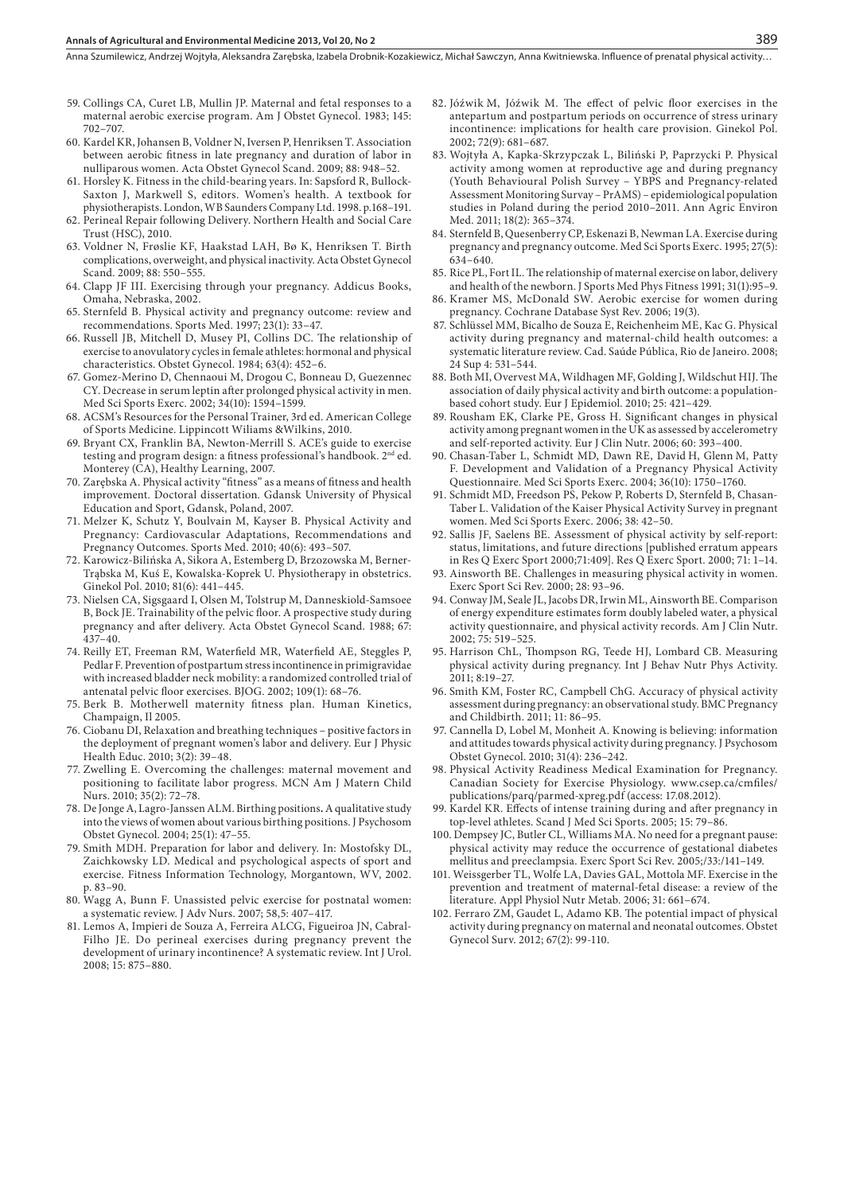59. Collings CA, Curet LB, Mullin JP. Maternal and fetal responses to a maternal aerobic exercise program. Am J Obstet Gynecol. 1983; 145: 702–707.
60. Kardel KR, Johansen B, Voldner N, Iversen P, Henriksen T. Association between aerobic fitness in late pregnancy and duration of labor in nulliparous women. Acta Obstet Gynecol Scand. 2009; 88: 948–52.
61. Horsley K. Fitness in the child-bearing years. In: Sapsford R, Bullock-Saxton J, Markwell S, editors. Women's health. A textbook for physiotherapists. London, WB Saunders Company Ltd. 1998. p.168–191.
62. Perineal Repair following Delivery. Northern Health and Social Care Trust (HSC), 2010.
63. Voldner N, Frøslie KF, Haakstad LAH, Bø K, Henriksen T. Birth complications, overweight, and physical inactivity. Acta Obstet Gynecol Scand. 2009; 88: 550–555.
64. Clapp JF III. Exercising through your pregnancy. Addicus Books, Omaha, Nebraska, 2002.
65. Sternfeld B. Physical activity and pregnancy outcome: review and recommendations. Sports Med. 1997; 23(1): 33–47.
66. Russell JB, Mitchell D, Musey PI, Collins DC. The relationship of exercise to anovulatory cycles in female athletes: hormonal and physical characteristics. Obstet Gynecol. 1984; 63(4): 452–6.
67. Gomez-Merino D, Chennaoui M, Drogou C, Bonneau D, Guezennec CY. Decrease in serum leptin after prolonged physical activity in men. Med Sci Sports Exerc. 2002; 34(10): 1594–1599.
68. ACSM's Resources for the Personal Trainer, 3rd ed. American College of Sports Medicine. Lippincott Wiliams &Wilkins, 2010.
69. Bryant CX, Franklin BA, Newton-Merrill S. ACE's guide to exercise testing and program design: a fitness professional's handbook. 2nd ed. Monterey (CA), Healthy Learning, 2007.
70. Zarębska A. Physical activity "fitness" as a means of fitness and health improvement. Doctoral dissertation. Gdansk University of Physical Education and Sport, Gdansk, Poland, 2007.
71. Melzer K, Schutz Y, Boulvain M, Kayser B. Physical Activity and Pregnancy: Cardiovascular Adaptations, Recommendations and Pregnancy Outcomes. Sports Med. 2010; 40(6): 493–507.
72. Karowicz-Bilińska A, Sikora A, Estemberg D, Brzozowska M, Berner-Trąbska M, Kuś E, Kowalska-Koprek U. Physiotherapy in obstetrics. Ginekol Pol. 2010; 81(6): 441–445.
73. Nielsen CA, Sigsgaard I, Olsen M, Tolstrup M, Danneskiold-Samsoee B, Bock JE. Trainability of the pelvic floor. A prospective study during pregnancy and after delivery. Acta Obstet Gynecol Scand. 1988; 67: 437–40.
74. Reilly ET, Freeman RM, Waterfield MR, Waterfield AE, Steggles P, Pedlar F. Prevention of postpartum stress incontinence in primigravidae with increased bladder neck mobility: a randomized controlled trial of antenatal pelvic floor exercises. BJOG. 2002; 109(1): 68–76.
75. Berk B. Motherwell maternity fitness plan. Human Kinetics, Champaign, Il 2005.
76. Ciobanu DI, Relaxation and breathing techniques – positive factors in the deployment of pregnant women's labor and delivery. Eur J Physic Health Educ. 2010; 3(2): 39–48.
77. Zwelling E. Overcoming the challenges: maternal movement and positioning to facilitate labor progress. MCN Am J Matern Child Nurs. 2010; 35(2): 72–78.
78. De Jonge A, Lagro-Janssen ALM. Birthing positions**.** A qualitative study into the views of women about various birthing positions. J Psychosom Obstet Gynecol. 2004; 25(1): 47–55.
79. Smith MDH. Preparation for labor and delivery. In: Mostofsky DL, Zaichkowsky LD. Medical and psychological aspects of sport and exercise. Fitness Information Technology, Morgantown, WV, 2002. p. 83–90.
80. Wagg A, Bunn F. Unassisted pelvic exercise for postnatal women: a systematic review. J Adv Nurs. 2007; 58,5: 407–417.
81. Lemos A, Impieri de Souza A, Ferreira ALCG, Figueiroa JN, Cabral-Filho JE. Do perineal exercises during pregnancy prevent the development of urinary incontinence? A systematic review. Int J Urol. 2008; 15: 875–880.
82. Jóźwik M, Jóźwik M. The effect of pelvic floor exercises in the antepartum and postpartum periods on occurrence of stress urinary incontinence: implications for health care provision. Ginekol Pol. 2002; 72(9): 681–687.
83. Wojtyła A, Kapka-Skrzypczak L, Biliński P, Paprzycki P. Physical activity among women at reproductive age and during pregnancy (Youth Behavioural Polish Survey – YBPS and Pregnancy-related Assessment Monitoring Survay – PrAMS) – epidemiological population studies in Poland during the period 2010–2011. Ann Agric Environ Med. 2011; 18(2): 365–374.
84. Sternfeld B, Quesenberry CP, Eskenazi B, Newman LA. Exercise during pregnancy and pregnancy outcome. Med Sci Sports Exerc. 1995; 27(5): 634–640.
85. Rice PL, Fort IL. The relationship of maternal exercise on labor, delivery and health of the newborn. J Sports Med Phys Fitness 1991; 31(1):95–9.
86. Kramer MS, McDonald SW. Aerobic exercise for women during pregnancy. Cochrane Database Syst Rev. 2006; 19(3).
87. Schlüssel MM, Bicalho de Souza E, Reichenheim ME, Kac G. Physical activity during pregnancy and maternal-child health outcomes: a systematic literature review. Cad. Saúde Pública, Rio de Janeiro. 2008; 24 Sup 4: 531–544.
88. Both MI, Overvest MA, Wildhagen MF, Golding J, Wildschut HIJ. The association of daily physical activity and birth outcome: a population-based cohort study. Eur J Epidemiol. 2010; 25: 421–429.
89. Rousham EK, Clarke PE, Gross H. Significant changes in physical activity among pregnant women in the UK as assessed by accelerometry and self-reported activity. Eur J Clin Nutr. 2006; 60: 393–400.
90. Chasan-Taber L, Schmidt MD, Dawn RE, David H, Glenn M, Patty F. Development and Validation of a Pregnancy Physical Activity Questionnaire. Med Sci Sports Exerc. 2004; 36(10): 1750–1760.
91. Schmidt MD, Freedson PS, Pekow P, Roberts D, Sternfeld B, Chasan-Taber L. Validation of the Kaiser Physical Activity Survey in pregnant women. Med Sci Sports Exerc. 2006; 38: 42–50.
92. Sallis JF, Saelens BE. Assessment of physical activity by self-report: status, limitations, and future directions [published erratum appears in Res Q Exerc Sport 2000;71:409]. Res Q Exerc Sport. 2000; 71: 1–14.
93. Ainsworth BE. Challenges in measuring physical activity in women. Exerc Sport Sci Rev. 2000; 28: 93–96.
94. Conway JM, Seale JL, Jacobs DR, Irwin ML, Ainsworth BE. Comparison of energy expenditure estimates form doubly labeled water, a physical activity questionnaire, and physical activity records. Am J Clin Nutr. 2002; 75: 519–525.
95. Harrison ChL, Thompson RG, Teede HJ, Lombard CB. Measuring physical activity during pregnancy. Int J Behav Nutr Phys Activity. 2011; 8:19–27.
96. Smith KM, Foster RC, Campbell ChG. Accuracy of physical activity assessment during pregnancy: an observational study. BMC Pregnancy and Childbirth. 2011; 11: 86–95.
97. Cannella D, Lobel M, Monheit A. Knowing is believing: information and attitudes towards physical activity during pregnancy. J Psychosom Obstet Gynecol. 2010; 31(4): 236–242.
98. Physical Activity Readiness Medical Examination for Pregnancy. Canadian Society for Exercise Physiology. www.csep.ca/cmfiles/publications/parq/parmed-xpreg.pdf (access: 17.08.2012).
99. Kardel KR. Effects of intense training during and after pregnancy in top-level athletes. Scand J Med Sci Sports. 2005; 15: 79–86.
100. Dempsey JC, Butler CL, Williams MA. No need for a pregnant pause: physical activity may reduce the occurrence of gestational diabetes mellitus and preeclampsia. Exerc Sport Sci Rev. 2005;/33:/141–149.
101. Weissgerber TL, Wolfe LA, Davies GAL, Mottola MF. Exercise in the prevention and treatment of maternal-fetal disease: a review of the literature. Appl Physiol Nutr Metab. 2006; 31: 661–674.
102. Ferraro ZM, Gaudet L, Adamo KB. The potential impact of physical activity during pregnancy on maternal and neonatal outcomes. Obstet Gynecol Surv. 2012; 67(2): 99-110.